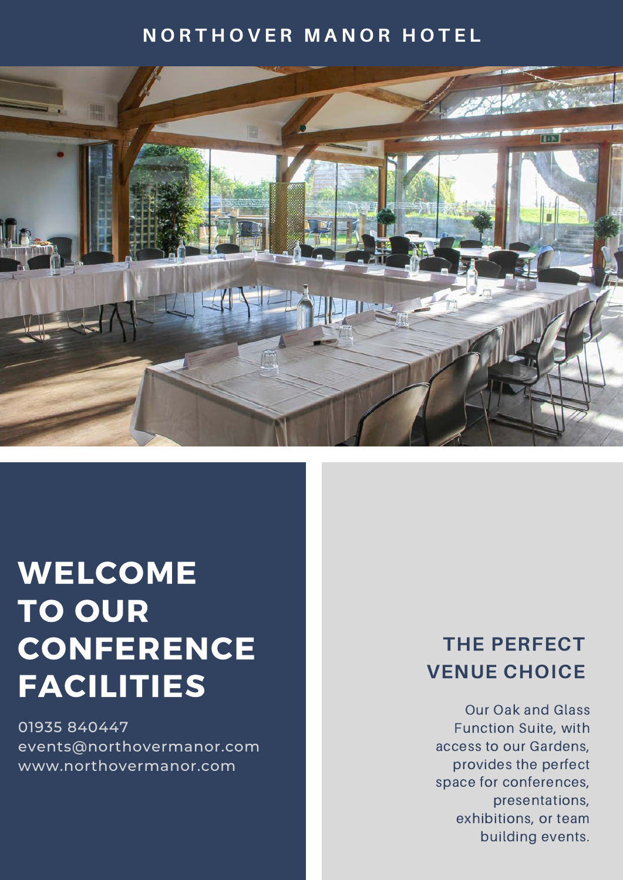NORTHOVER MANOR HOTEL

# WELCOME TO OUR CONFERENCE FACILITIES

01935 840447
events@northovermanor.com
www.northovermanor.com

## THE PERFECT VENUE CHOICE

Our Oak and Glass Function Suite, with access to our Gardens, provides the perfect space for conferences, presentations, exhibitions, or team building events.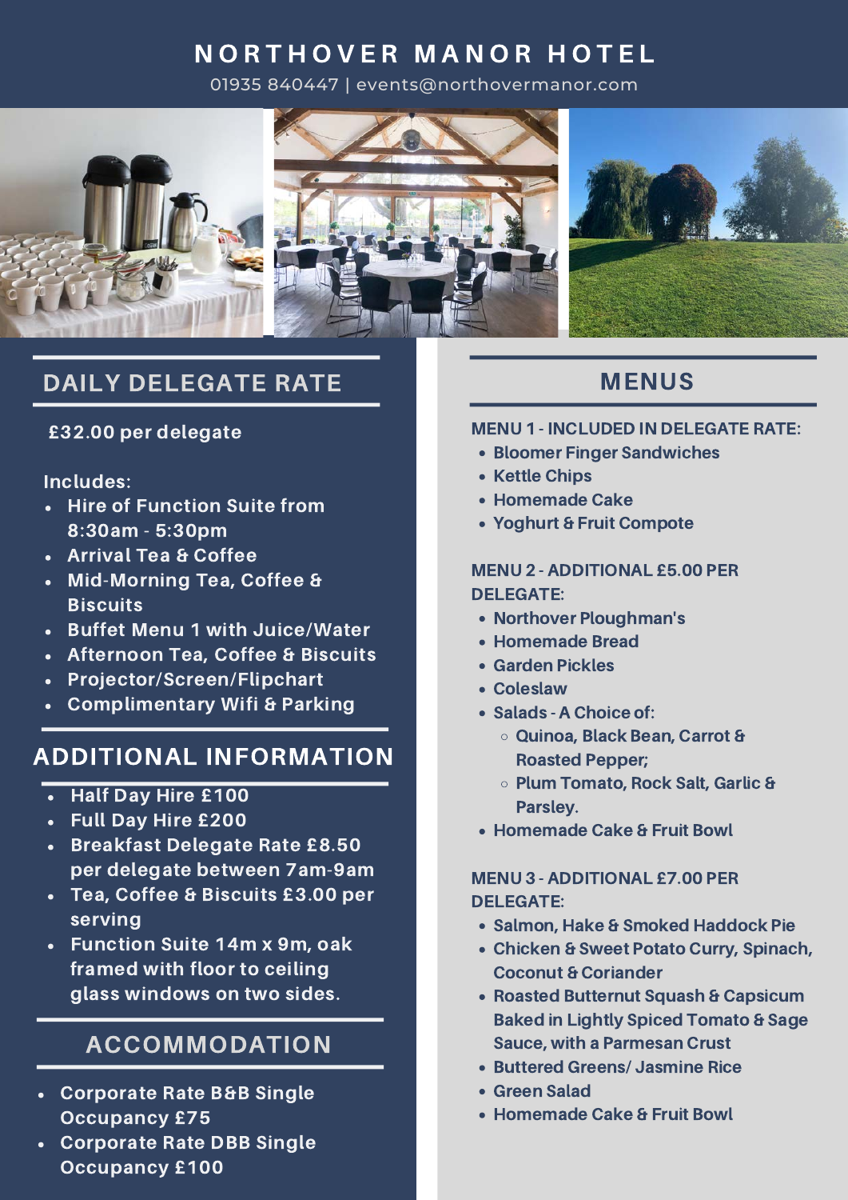# NORTHOVER MANOR HOTEL

01935 840447 | events@northovermanor.com

## DAILY DELEGATE RATE

£32.00 per delegate

Includes:

- Hire of Function Suite from 8:30am - 5:30pm
- Arrival Tea & Coffee
- Mid-Morning Tea, Coffee & Biscuits
- Buffet Menu 1 with Juice/Water
- Afternoon Tea, Coffee & Biscuits
- Projector/Screen/Flipchart
- Complimentary Wifi & Parking

## ADDITIONAL INFORMATION

- Half Day Hire £100
- Full Day Hire £200
- Breakfast Delegate Rate £8.50 per delegate between 7am-9am
- Tea, Coffee & Biscuits £3.00 per serving
- Function Suite 14m x 9m, oak framed with floor to ceiling glass windows on two sides.

## ACCOMMODATION

- Corporate Rate B&B Single Occupancy £75
- Corporate Rate DBB Single Occupancy £100

## MENUS

**MENU 1 - INCLUDED IN DELEGATE RATE:**

- Bloomer Finger Sandwiches
- Kettle Chips
- Homemade Cake
- Yoghurt & Fruit Compote

**MENU 2 - ADDITIONAL £5.00 PER DELEGATE:**

- Northover Ploughman's
- Homemade Bread
- Garden Pickles
- Coleslaw
- Salads - A Choice of:
  - Quinoa, Black Bean, Carrot & Roasted Pepper;
  - Plum Tomato, Rock Salt, Garlic & Parsley.
- Homemade Cake & Fruit Bowl

**MENU 3 - ADDITIONAL £7.00 PER DELEGATE:**

- Salmon, Hake & Smoked Haddock Pie
- Chicken & Sweet Potato Curry, Spinach, Coconut & Coriander
- Roasted Butternut Squash & Capsicum Baked in Lightly Spiced Tomato & Sage Sauce, with a Parmesan Crust
- Buttered Greens/ Jasmine Rice
- Green Salad
- Homemade Cake & Fruit Bowl